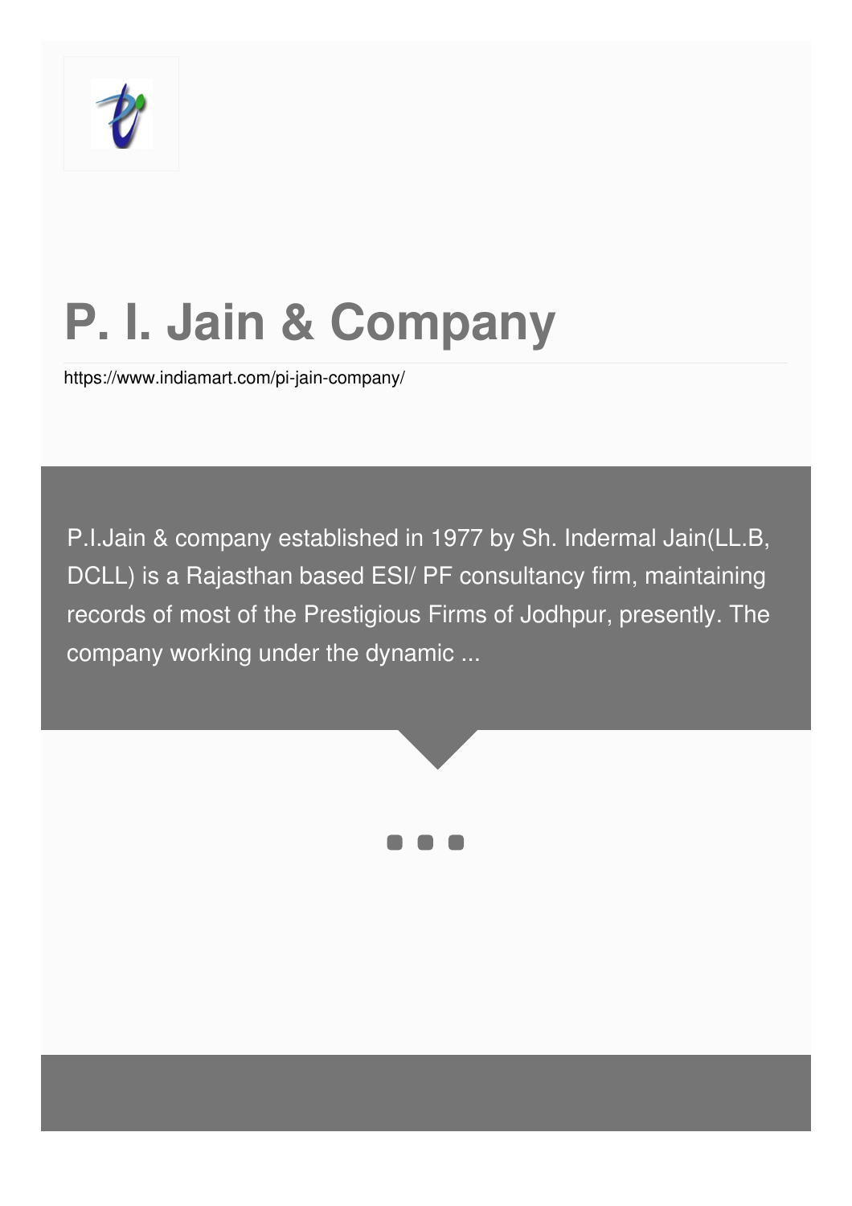# P. I. Jain & Company

https://www.indiamart.com/pi-jain-company/

P.I.Jain & company established in 1977 by Sh. Indermal Jain(LL.B, DCLL) is a Rajasthan based ESI/ PF consultancy firm, maintaining records of most of the Prestigious Firms of Jodhpur, presently. The company working under the dynamic ...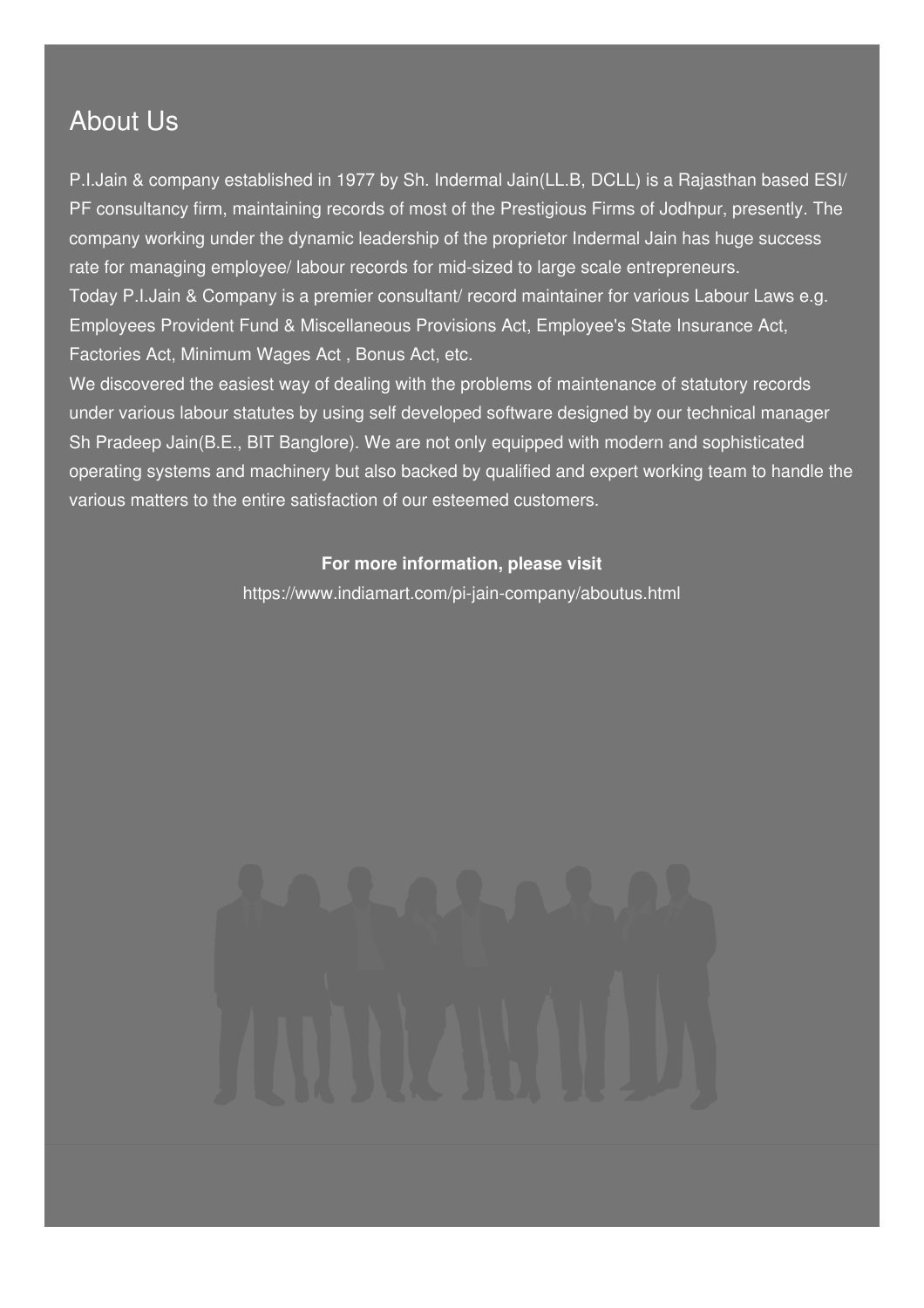## About Us

P.I.Jain & company established in 1977 by Sh. Indermal Jain(LL.B, DCLL) is a Rajasthan based ESI/ PF consultancy firm, maintaining records of most of the Prestigious Firms of Jodhpur, presently. The company working under the dynamic leadership of the proprietor Indermal Jain has huge success rate for managing employee/ labour records for mid-sized to large scale entrepreneurs.
Today P.I.Jain & Company is a premier consultant/ record maintainer for various Labour Laws e.g. Employees Provident Fund & Miscellaneous Provisions Act, Employee's State Insurance Act, Factories Act, Minimum Wages Act , Bonus Act, etc.
We discovered the easiest way of dealing with the problems of maintenance of statutory records under various labour statutes by using self developed software designed by our technical manager Sh Pradeep Jain(B.E., BIT Banglore). We are not only equipped with modern and sophisticated operating systems and machinery but also backed by qualified and expert working team to handle the various matters to the entire satisfaction of our esteemed customers.

**For more information, please visit**

https://www.indiamart.com/pi-jain-company/aboutus.html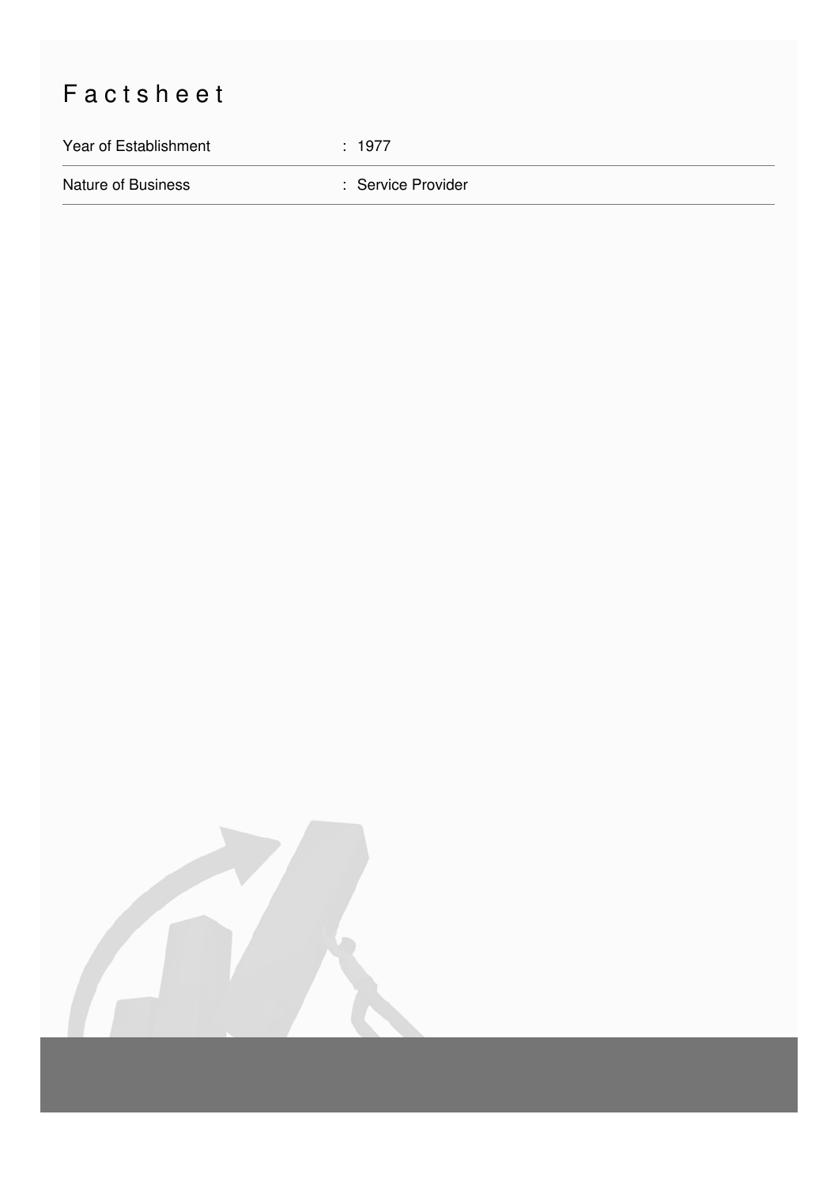# Factsheet

| Year of Establishment | : 1977 |
|---|---|
| Nature of Business | : Service Provider |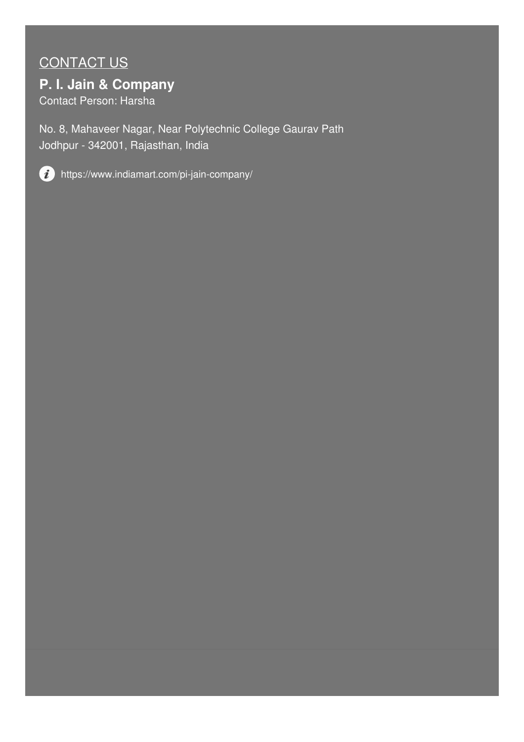## CONTACT US

### P. I. Jain & Company

Contact Person: Harsha

No. 8, Mahaveer Nagar, Near Polytechnic College Gaurav Path
Jodhpur - 342001, Rajasthan, India

https://www.indiamart.com/pi-jain-company/